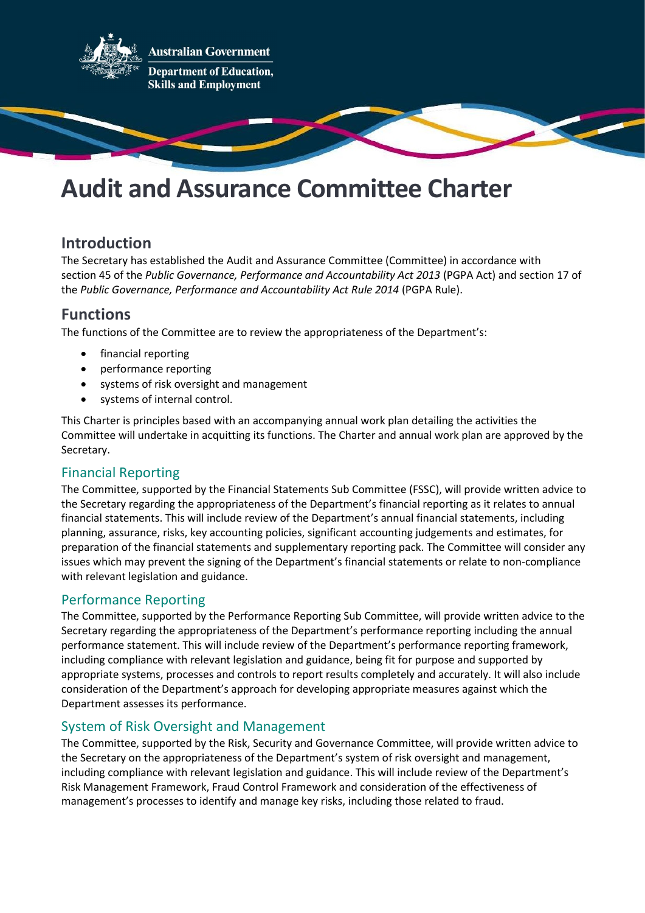Australian Government

Department of Education, Skills and Employment

# Audit and Assurance Committee Charter

## Introduction

The Secretary has established the Audit and Assurance Committee (Committee) in accordance with section 45 of the *Public Governance, Performance and Accountability Act 2013* (PGPA Act) and section 17 of the *Public Governance, Performance and Accountability Act Rule 2014* (PGPA Rule).

## Functions

The functions of the Committee are to review the appropriateness of the Department's:

- financial reporting
- performance reporting
- systems of risk oversight and management
- systems of internal control.

This Charter is principles based with an accompanying annual work plan detailing the activities the Committee will undertake in acquitting its functions. The Charter and annual work plan are approved by the Secretary.

### Financial Reporting

The Committee, supported by the Financial Statements Sub Committee (FSSC), will provide written advice to the Secretary regarding the appropriateness of the Department's financial reporting as it relates to annual financial statements. This will include review of the Department's annual financial statements, including planning, assurance, risks, key accounting policies, significant accounting judgements and estimates, for preparation of the financial statements and supplementary reporting pack. The Committee will consider any issues which may prevent the signing of the Department's financial statements or relate to non-compliance with relevant legislation and guidance.

### Performance Reporting

The Committee, supported by the Performance Reporting Sub Committee, will provide written advice to the Secretary regarding the appropriateness of the Department's performance reporting including the annual performance statement. This will include review of the Department's performance reporting framework, including compliance with relevant legislation and guidance, being fit for purpose and supported by appropriate systems, processes and controls to report results completely and accurately. It will also include consideration of the Department's approach for developing appropriate measures against which the Department assesses its performance.

### System of Risk Oversight and Management

The Committee, supported by the Risk, Security and Governance Committee, will provide written advice to the Secretary on the appropriateness of the Department's system of risk oversight and management, including compliance with relevant legislation and guidance. This will include review of the Department's Risk Management Framework, Fraud Control Framework and consideration of the effectiveness of management's processes to identify and manage key risks, including those related to fraud.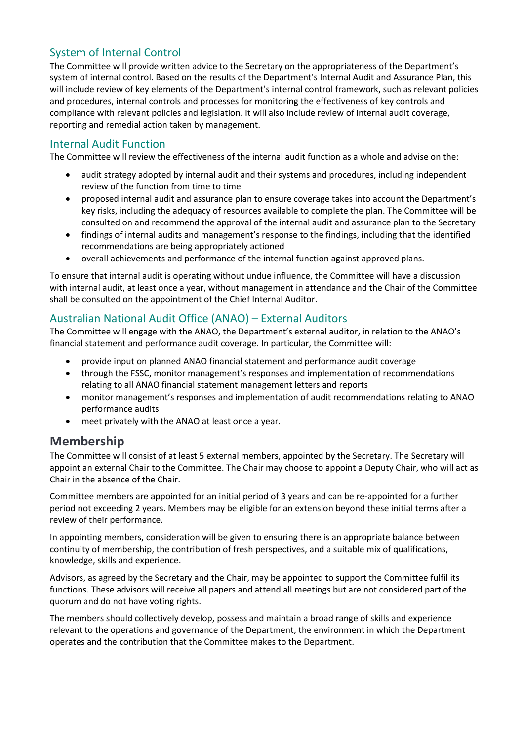### System of Internal Control

The Committee will provide written advice to the Secretary on the appropriateness of the Department's system of internal control. Based on the results of the Department's Internal Audit and Assurance Plan, this will include review of key elements of the Department's internal control framework, such as relevant policies and procedures, internal controls and processes for monitoring the effectiveness of key controls and compliance with relevant policies and legislation. It will also include review of internal audit coverage, reporting and remedial action taken by management.

### Internal Audit Function

The Committee will review the effectiveness of the internal audit function as a whole and advise on the:

- audit strategy adopted by internal audit and their systems and procedures, including independent review of the function from time to time
- proposed internal audit and assurance plan to ensure coverage takes into account the Department's key risks, including the adequacy of resources available to complete the plan. The Committee will be consulted on and recommend the approval of the internal audit and assurance plan to the Secretary
- findings of internal audits and management's response to the findings, including that the identified recommendations are being appropriately actioned
- overall achievements and performance of the internal function against approved plans.

To ensure that internal audit is operating without undue influence, the Committee will have a discussion with internal audit, at least once a year, without management in attendance and the Chair of the Committee shall be consulted on the appointment of the Chief Internal Auditor.

### Australian National Audit Office (ANAO) – External Auditors

The Committee will engage with the ANAO, the Department's external auditor, in relation to the ANAO's financial statement and performance audit coverage. In particular, the Committee will:

- provide input on planned ANAO financial statement and performance audit coverage
- through the FSSC, monitor management's responses and implementation of recommendations relating to all ANAO financial statement management letters and reports
- monitor management's responses and implementation of audit recommendations relating to ANAO performance audits
- meet privately with the ANAO at least once a year.

## Membership

The Committee will consist of at least 5 external members, appointed by the Secretary. The Secretary will appoint an external Chair to the Committee. The Chair may choose to appoint a Deputy Chair, who will act as Chair in the absence of the Chair.

Committee members are appointed for an initial period of 3 years and can be re-appointed for a further period not exceeding 2 years. Members may be eligible for an extension beyond these initial terms after a review of their performance.

In appointing members, consideration will be given to ensuring there is an appropriate balance between continuity of membership, the contribution of fresh perspectives, and a suitable mix of qualifications, knowledge, skills and experience.

Advisors, as agreed by the Secretary and the Chair, may be appointed to support the Committee fulfil its functions. These advisors will receive all papers and attend all meetings but are not considered part of the quorum and do not have voting rights.

The members should collectively develop, possess and maintain a broad range of skills and experience relevant to the operations and governance of the Department, the environment in which the Department operates and the contribution that the Committee makes to the Department.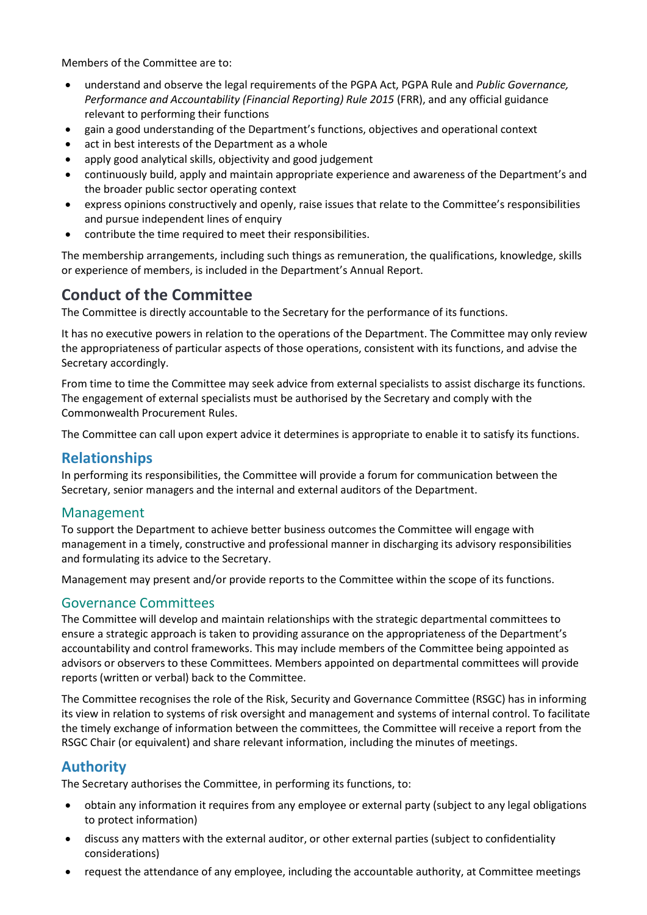Members of the Committee are to:

- understand and observe the legal requirements of the PGPA Act, PGPA Rule and *Public Governance, Performance and Accountability (Financial Reporting) Rule 2015* (FRR), and any official guidance relevant to performing their functions
- gain a good understanding of the Department's functions, objectives and operational context
- act in best interests of the Department as a whole
- apply good analytical skills, objectivity and good judgement
- continuously build, apply and maintain appropriate experience and awareness of the Department's and the broader public sector operating context
- express opinions constructively and openly, raise issues that relate to the Committee's responsibilities and pursue independent lines of enquiry
- contribute the time required to meet their responsibilities.

The membership arrangements, including such things as remuneration, the qualifications, knowledge, skills or experience of members, is included in the Department's Annual Report.

## Conduct of the Committee

The Committee is directly accountable to the Secretary for the performance of its functions.

It has no executive powers in relation to the operations of the Department. The Committee may only review the appropriateness of particular aspects of those operations, consistent with its functions, and advise the Secretary accordingly.

From time to time the Committee may seek advice from external specialists to assist discharge its functions. The engagement of external specialists must be authorised by the Secretary and comply with the Commonwealth Procurement Rules.

The Committee can call upon expert advice it determines is appropriate to enable it to satisfy its functions.

## Relationships

In performing its responsibilities, the Committee will provide a forum for communication between the Secretary, senior managers and the internal and external auditors of the Department.

### Management

To support the Department to achieve better business outcomes the Committee will engage with management in a timely, constructive and professional manner in discharging its advisory responsibilities and formulating its advice to the Secretary.

Management may present and/or provide reports to the Committee within the scope of its functions.

### Governance Committees

The Committee will develop and maintain relationships with the strategic departmental committees to ensure a strategic approach is taken to providing assurance on the appropriateness of the Department's accountability and control frameworks. This may include members of the Committee being appointed as advisors or observers to these Committees. Members appointed on departmental committees will provide reports (written or verbal) back to the Committee.

The Committee recognises the role of the Risk, Security and Governance Committee (RSGC) has in informing its view in relation to systems of risk oversight and management and systems of internal control. To facilitate the timely exchange of information between the committees, the Committee will receive a report from the RSGC Chair (or equivalent) and share relevant information, including the minutes of meetings.

## Authority

The Secretary authorises the Committee, in performing its functions, to:

- obtain any information it requires from any employee or external party (subject to any legal obligations to protect information)
- discuss any matters with the external auditor, or other external parties (subject to confidentiality considerations)
- request the attendance of any employee, including the accountable authority, at Committee meetings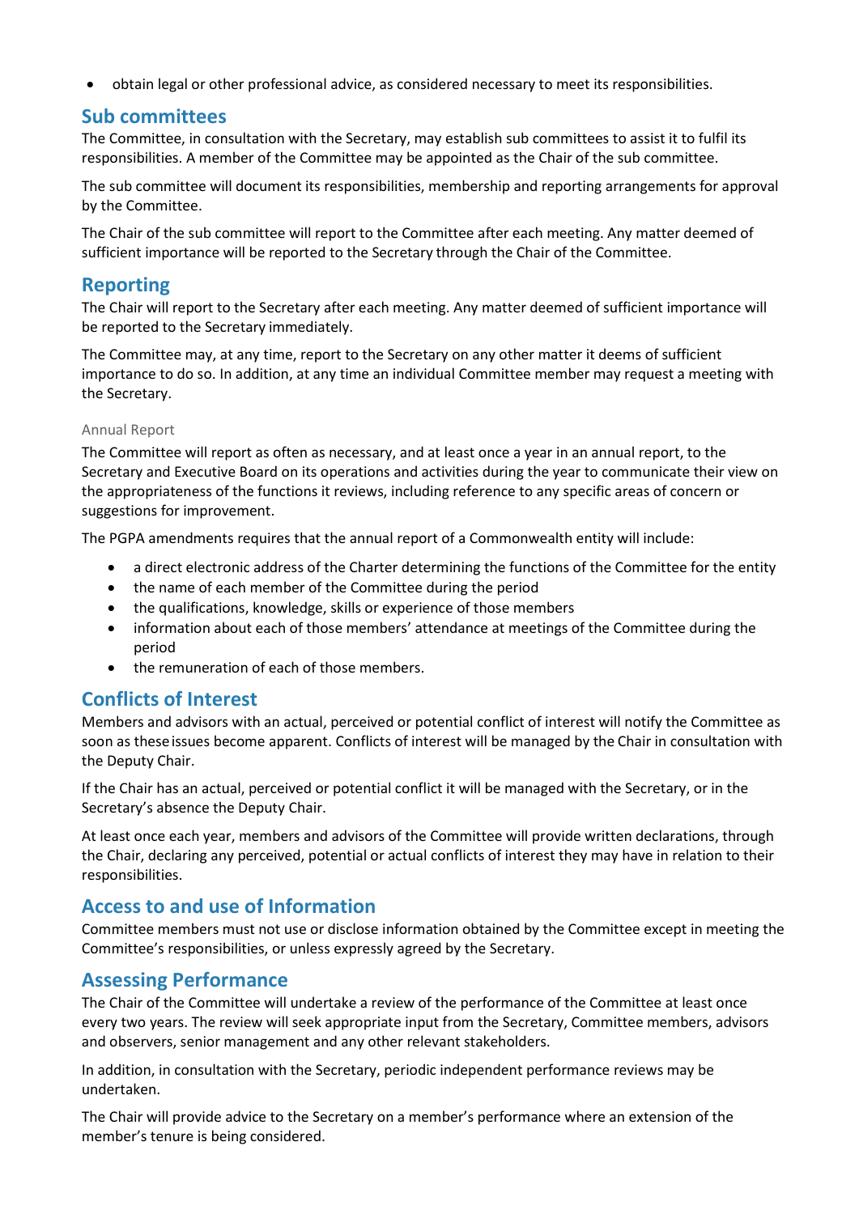- obtain legal or other professional advice, as considered necessary to meet its responsibilities.

## Sub committees

The Committee, in consultation with the Secretary, may establish sub committees to assist it to fulfil its responsibilities. A member of the Committee may be appointed as the Chair of the sub committee.

The sub committee will document its responsibilities, membership and reporting arrangements for approval by the Committee.

The Chair of the sub committee will report to the Committee after each meeting. Any matter deemed of sufficient importance will be reported to the Secretary through the Chair of the Committee.

## Reporting

The Chair will report to the Secretary after each meeting. Any matter deemed of sufficient importance will be reported to the Secretary immediately.

The Committee may, at any time, report to the Secretary on any other matter it deems of sufficient importance to do so. In addition, at any time an individual Committee member may request a meeting with the Secretary.

### Annual Report

The Committee will report as often as necessary, and at least once a year in an annual report, to the Secretary and Executive Board on its operations and activities during the year to communicate their view on the appropriateness of the functions it reviews, including reference to any specific areas of concern or suggestions for improvement.

The PGPA amendments requires that the annual report of a Commonwealth entity will include:

- a direct electronic address of the Charter determining the functions of the Committee for the entity
- the name of each member of the Committee during the period
- the qualifications, knowledge, skills or experience of those members
- information about each of those members' attendance at meetings of the Committee during the period
- the remuneration of each of those members.

## Conflicts of Interest

Members and advisors with an actual, perceived or potential conflict of interest will notify the Committee as soon as these issues become apparent. Conflicts of interest will be managed by the Chair in consultation with the Deputy Chair.

If the Chair has an actual, perceived or potential conflict it will be managed with the Secretary, or in the Secretary's absence the Deputy Chair.

At least once each year, members and advisors of the Committee will provide written declarations, through the Chair, declaring any perceived, potential or actual conflicts of interest they may have in relation to their responsibilities.

## Access to and use of Information

Committee members must not use or disclose information obtained by the Committee except in meeting the Committee's responsibilities, or unless expressly agreed by the Secretary.

## Assessing Performance

The Chair of the Committee will undertake a review of the performance of the Committee at least once every two years. The review will seek appropriate input from the Secretary, Committee members, advisors and observers, senior management and any other relevant stakeholders.

In addition, in consultation with the Secretary, periodic independent performance reviews may be undertaken.

The Chair will provide advice to the Secretary on a member's performance where an extension of the member's tenure is being considered.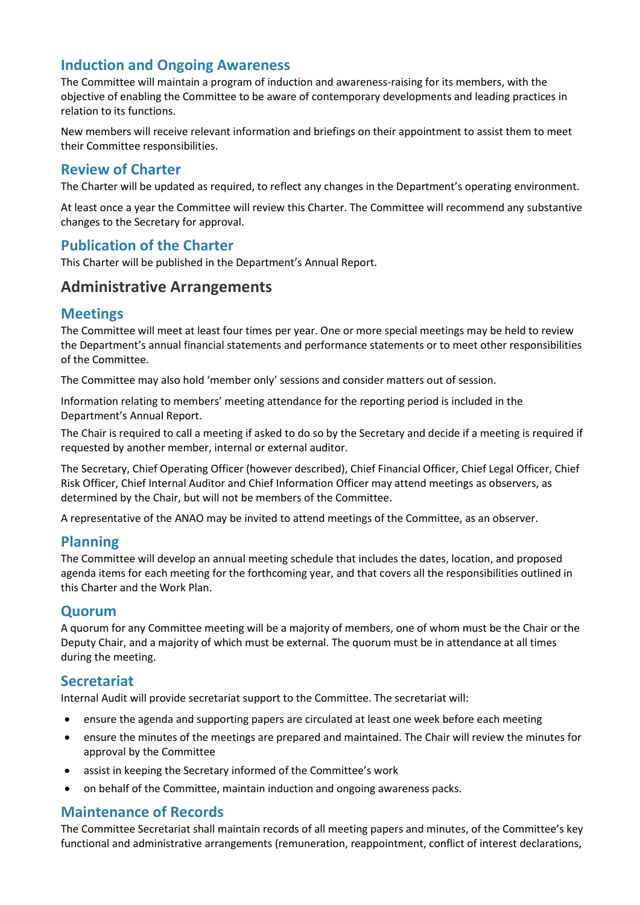## Induction and Ongoing Awareness

The Committee will maintain a program of induction and awareness-raising for its members, with the objective of enabling the Committee to be aware of contemporary developments and leading practices in relation to its functions.

New members will receive relevant information and briefings on their appointment to assist them to meet their Committee responsibilities.

## Review of Charter

The Charter will be updated as required, to reflect any changes in the Department's operating environment.

At least once a year the Committee will review this Charter. The Committee will recommend any substantive changes to the Secretary for approval.

## Publication of the Charter

This Charter will be published in the Department's Annual Report.

# Administrative Arrangements

## Meetings

The Committee will meet at least four times per year. One or more special meetings may be held to review the Department's annual financial statements and performance statements or to meet other responsibilities of the Committee.

The Committee may also hold 'member only' sessions and consider matters out of session.

Information relating to members' meeting attendance for the reporting period is included in the Department's Annual Report.

The Chair is required to call a meeting if asked to do so by the Secretary and decide if a meeting is required if requested by another member, internal or external auditor.

The Secretary, Chief Operating Officer (however described), Chief Financial Officer, Chief Legal Officer, Chief Risk Officer, Chief Internal Auditor and Chief Information Officer may attend meetings as observers, as determined by the Chair, but will not be members of the Committee.

A representative of the ANAO may be invited to attend meetings of the Committee, as an observer.

## Planning

The Committee will develop an annual meeting schedule that includes the dates, location, and proposed agenda items for each meeting for the forthcoming year, and that covers all the responsibilities outlined in this Charter and the Work Plan.

## Quorum

A quorum for any Committee meeting will be a majority of members, one of whom must be the Chair or the Deputy Chair, and a majority of which must be external. The quorum must be in attendance at all times during the meeting.

## Secretariat

Internal Audit will provide secretariat support to the Committee. The secretariat will:

- ensure the agenda and supporting papers are circulated at least one week before each meeting
- ensure the minutes of the meetings are prepared and maintained. The Chair will review the minutes for approval by the Committee
- assist in keeping the Secretary informed of the Committee's work
- on behalf of the Committee, maintain induction and ongoing awareness packs.

## Maintenance of Records

The Committee Secretariat shall maintain records of all meeting papers and minutes, of the Committee's key functional and administrative arrangements (remuneration, reappointment, conflict of interest declarations,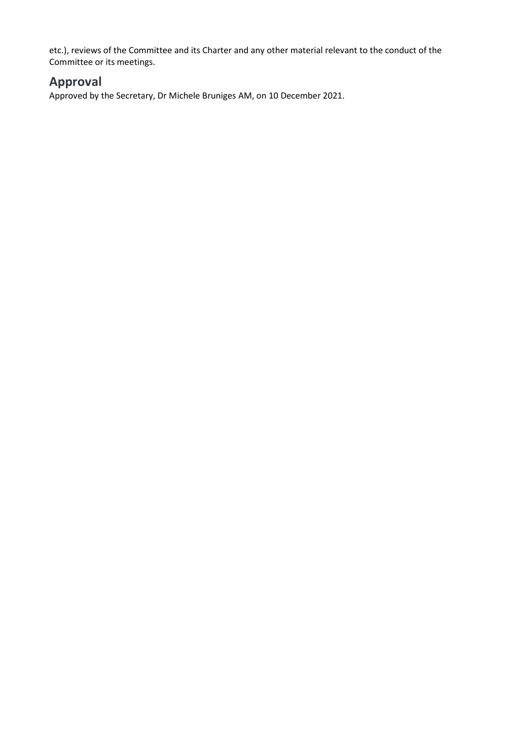etc.), reviews of the Committee and its Charter and any other material relevant to the conduct of the Committee or its meetings.

## Approval

Approved by the Secretary, Dr Michele Bruniges AM, on 10 December 2021.